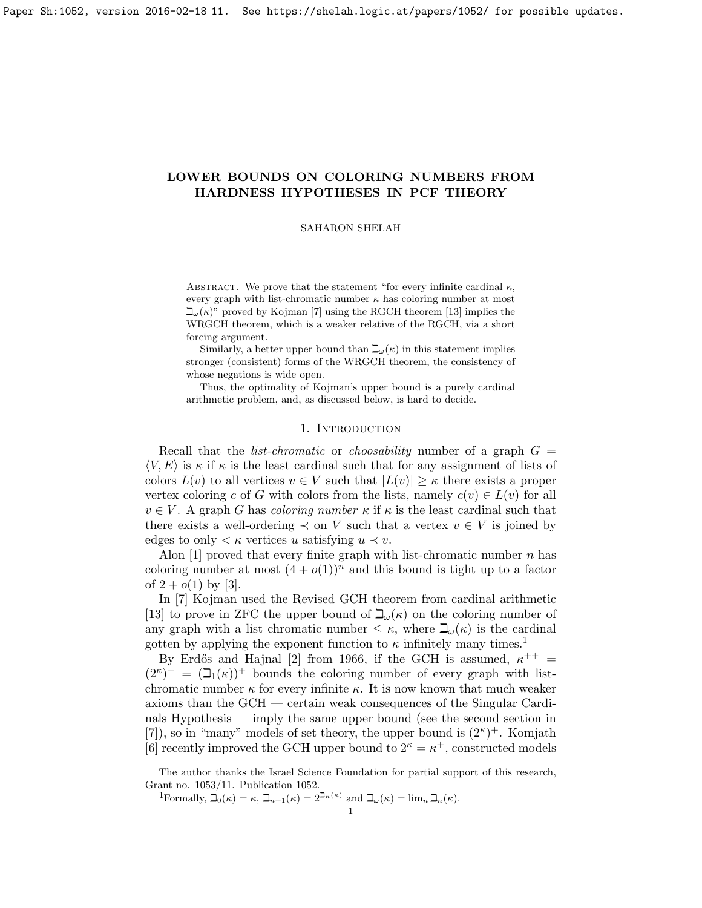# LOWER BOUNDS ON COLORING NUMBERS FROM HARDNESS HYPOTHESES IN PCF THEORY

SAHARON SHELAH

Abstract. We prove that the statement "for every infinite cardinal $\kappa$, every graph with list-chromatic number $\kappa$ has coloring number at most $\beth_\omega(\kappa)$" proved by Kojman [7] using the RGCH theorem [13] implies the WRGCH theorem, which is a weaker relative of the RGCH, via a short forcing argument.

Similarly, a better upper bound than $\beth_\omega(\kappa)$ in this statement implies stronger (consistent) forms of the WRGCH theorem, the consistency of whose negations is wide open.

Thus, the optimality of Kojman's upper bound is a purely cardinal arithmetic problem, and, as discussed below, is hard to decide.

## 1. Introduction

Recall that the *list-chromatic* or *choosability* number of a graph $G = \langle V, E \rangle$ is $\kappa$ if $\kappa$ is the least cardinal such that for any assignment of lists of colors $L(v)$ to all vertices $v \in V$ such that $|L(v)| \geq \kappa$ there exists a proper vertex coloring $c$ of $G$ with colors from the lists, namely $c(v) \in L(v)$ for all $v \in V$. A graph $G$ has *coloring number* $\kappa$ if $\kappa$ is the least cardinal such that there exists a well-ordering $\prec$ on $V$ such that a vertex $v \in V$ is joined by edges to only $< \kappa$ vertices $u$ satisfying $u \prec v$.

Alon [1] proved that every finite graph with list-chromatic number $n$ has coloring number at most $(4 + o(1))^n$ and this bound is tight up to a factor of $2 + o(1)$ by [3].

In [7] Kojman used the Revised GCH theorem from cardinal arithmetic [13] to prove in ZFC the upper bound of $\beth_\omega(\kappa)$ on the coloring number of any graph with a list chromatic number $\leq \kappa$, where $\beth_\omega(\kappa)$ is the cardinal gotten by applying the exponent function to $\kappa$ infinitely many times.[1]

By Erdős and Hajnal [2] from 1966, if the GCH is assumed, $\kappa^{++} = (2^\kappa)^+ = (\beth_1(\kappa))^+$ bounds the coloring number of every graph with list-chromatic number $\kappa$ for every infinite $\kappa$. It is now known that much weaker axioms than the GCH — certain weak consequences of the Singular Cardinals Hypothesis — imply the same upper bound (see the second section in [7]), so in "many" models of set theory, the upper bound is $(2^\kappa)^+$. Komjath [6] recently improved the GCH upper bound to $2^\kappa = \kappa^+$, constructed models

The author thanks the Israel Science Foundation for partial support of this research, Grant no. 1053/11. Publication 1052.

[1]Formally, $\beth_0(\kappa) = \kappa$, $\beth_{n+1}(\kappa) = 2^{\beth_n(\kappa)}$ and $\beth_\omega(\kappa) = \lim_n \beth_n(\kappa)$.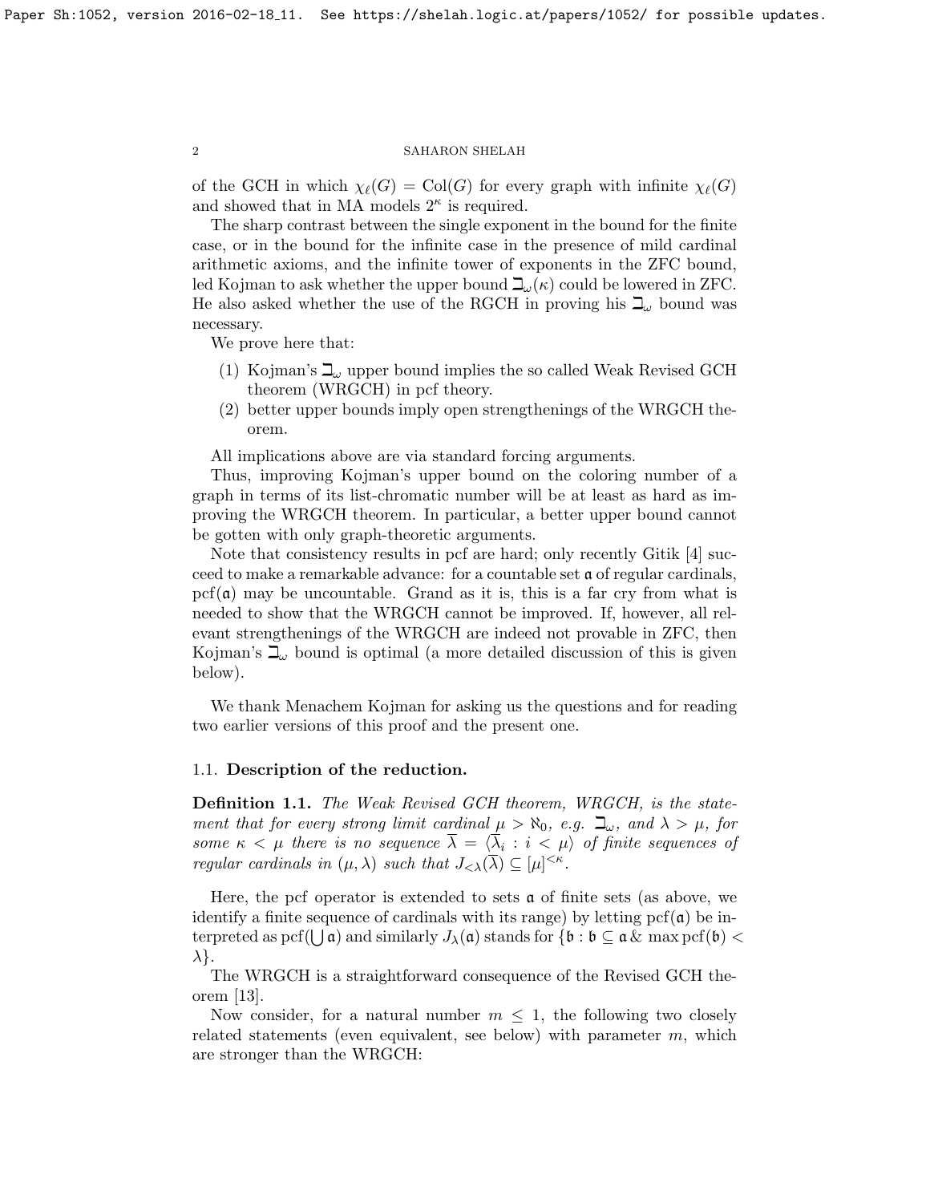of the GCH in which $\chi_\ell(G) = \mathrm{Col}(G)$ for every graph with infinite $\chi_\ell(G)$ and showed that in MA models $2^\kappa$ is required.

The sharp contrast between the single exponent in the bound for the finite case, or in the bound for the infinite case in the presence of mild cardinal arithmetic axioms, and the infinite tower of exponents in the ZFC bound, led Kojman to ask whether the upper bound $\beth_\omega(\kappa)$ could be lowered in ZFC. He also asked whether the use of the RGCH in proving his $\beth_\omega$ bound was necessary.

We prove here that:

1. Kojman's $\beth_\omega$ upper bound implies the so called Weak Revised GCH theorem (WRGCH) in pcf theory.
2. better upper bounds imply open strengthenings of the WRGCH theorem.

All implications above are via standard forcing arguments.

Thus, improving Kojman's upper bound on the coloring number of a graph in terms of its list-chromatic number will be at least as hard as improving the WRGCH theorem. In particular, a better upper bound cannot be gotten with only graph-theoretic arguments.

Note that consistency results in pcf are hard; only recently Gitik [4] succeed to make a remarkable advance: for a countable set $\mathfrak{a}$ of regular cardinals, $\mathrm{pcf}(\mathfrak{a})$ may be uncountable. Grand as it is, this is a far cry from what is needed to show that the WRGCH cannot be improved. If, however, all relevant strengthenings of the WRGCH are indeed not provable in ZFC, then Kojman's $\beth_\omega$ bound is optimal (a more detailed discussion of this is given below).

We thank Menachem Kojman for asking us the questions and for reading two earlier versions of this proof and the present one.

### 1.1. Description of the reduction.

**Definition 1.1.** *The Weak Revised GCH theorem, WRGCH, is the statement that for every strong limit cardinal $\mu > \aleph_0$, e.g. $\beth_\omega$, and $\lambda > \mu$, for some $\kappa < \mu$ there is no sequence $\bar{\lambda} = \langle \bar{\lambda}_i : i < \mu \rangle$ of finite sequences of regular cardinals in $(\mu, \lambda)$ such that $J_{<\lambda}(\bar{\lambda}) \subseteq [\mu]^{<\kappa}$.*

Here, the pcf operator is extended to sets $\mathfrak{a}$ of finite sets (as above, we identify a finite sequence of cardinals with its range) by letting $\mathrm{pcf}(\mathfrak{a})$ be interpreted as $\mathrm{pcf}(\bigcup \mathfrak{a})$ and similarly $J_\lambda(\mathfrak{a})$ stands for $\{\mathfrak{b} : \mathfrak{b} \subseteq \mathfrak{a} \,\&\, \max \mathrm{pcf}(\mathfrak{b}) < \lambda\}$.

The WRGCH is a straightforward consequence of the Revised GCH theorem [13].

Now consider, for a natural number $m \leq 1$, the following two closely related statements (even equivalent, see below) with parameter $m$, which are stronger than the WRGCH: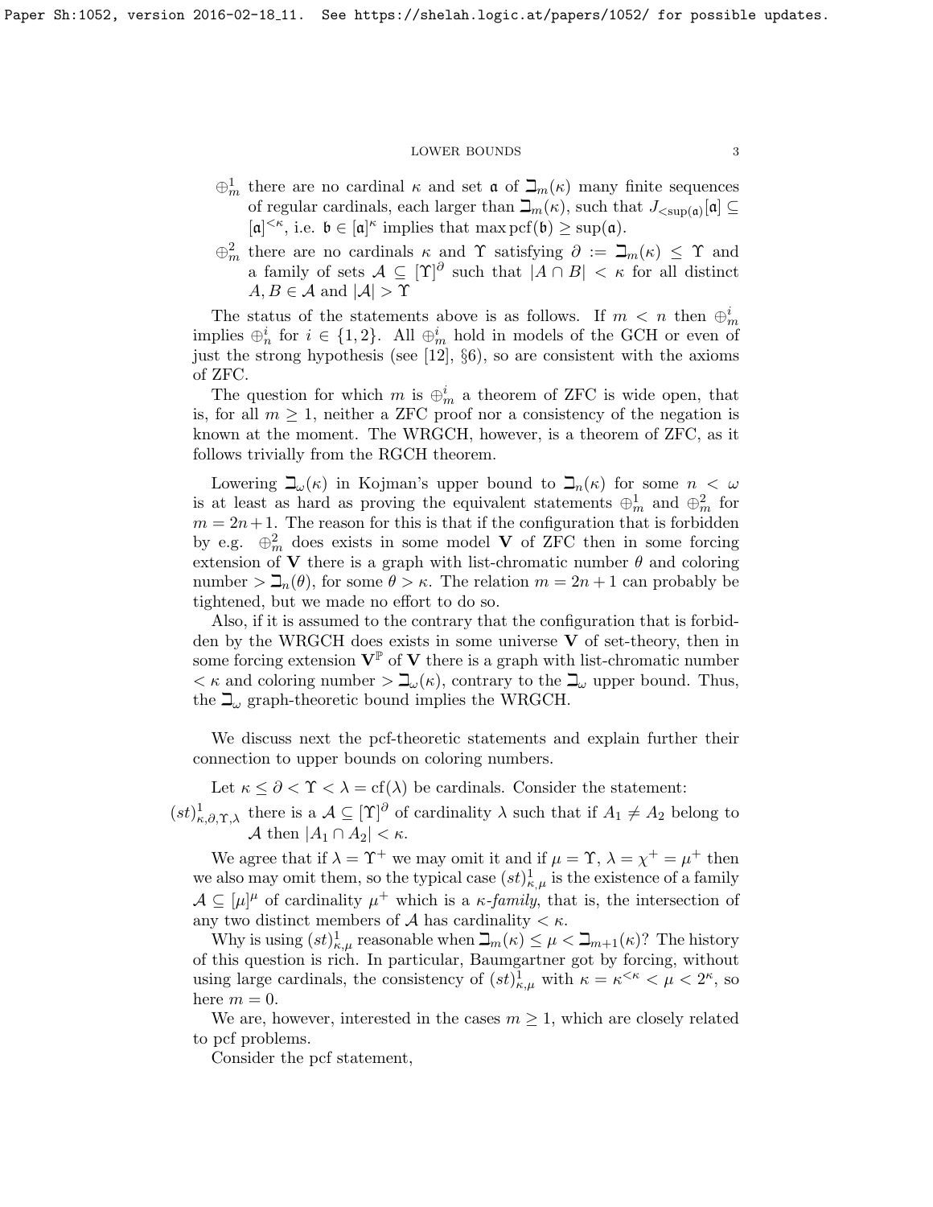$\oplus^1_m$ there are no cardinal $\kappa$ and set $\mathfrak{a}$ of $\beth_m(\kappa)$ many finite sequences of regular cardinals, each larger than $\beth_m(\kappa)$, such that $J_{<\sup(\mathfrak{a})}[\mathfrak{a}] \subseteq [\mathfrak{a}]^{<\kappa}$, i.e. $\mathfrak{b} \in [\mathfrak{a}]^\kappa$ implies that $\max \mathrm{pcf}(\mathfrak{b}) \geq \sup(\mathfrak{a})$.

$\oplus^2_m$ there are no cardinals $\kappa$ and $\Upsilon$ satisfying $\partial := \beth_m(\kappa) \leq \Upsilon$ and a family of sets $\mathcal{A} \subseteq [\Upsilon]^\partial$ such that $|A \cap B| < \kappa$ for all distinct $A, B \in \mathcal{A}$ and $|\mathcal{A}| > \Upsilon$

The status of the statements above is as follows. If $m < n$ then $\oplus^i_m$ implies $\oplus^i_n$ for $i \in \{1, 2\}$. All $\oplus^i_m$ hold in models of the GCH or even of just the strong hypothesis (see [12], §6), so are consistent with the axioms of ZFC.

The question for which $m$ is $\oplus^i_m$ a theorem of ZFC is wide open, that is, for all $m \geq 1$, neither a ZFC proof nor a consistency of the negation is known at the moment. The WRGCH, however, is a theorem of ZFC, as it follows trivially from the RGCH theorem.

Lowering $\beth_\omega(\kappa)$ in Kojman's upper bound to $\beth_n(\kappa)$ for some $n < \omega$ is at least as hard as proving the equivalent statements $\oplus^1_m$ and $\oplus^2_m$ for $m = 2n+1$. The reason for this is that if the configuration that is forbidden by e.g. $\oplus^2_m$ does exists in some model $\mathbf{V}$ of ZFC then in some forcing extension of $\mathbf{V}$ there is a graph with list-chromatic number $\theta$ and coloring number $> \beth_n(\theta)$, for some $\theta > \kappa$. The relation $m = 2n + 1$ can probably be tightened, but we made no effort to do so.

Also, if it is assumed to the contrary that the configuration that is forbidden by the WRGCH does exists in some universe $\mathbf{V}$ of set-theory, then in some forcing extension $\mathbf{V}^{\mathbb{P}}$ of $\mathbf{V}$ there is a graph with list-chromatic number $< \kappa$ and coloring number $> \beth_\omega(\kappa)$, contrary to the $\beth_\omega$ upper bound. Thus, the $\beth_\omega$ graph-theoretic bound implies the WRGCH.

We discuss next the pcf-theoretic statements and explain further their connection to upper bounds on coloring numbers.

Let $\kappa \leq \partial < \Upsilon < \lambda = \mathrm{cf}(\lambda)$ be cardinals. Consider the statement:

$(st)^1_{\kappa,\partial,\Upsilon,\lambda}$ there is a $\mathcal{A} \subseteq [\Upsilon]^\partial$ of cardinality $\lambda$ such that if $A_1 \neq A_2$ belong to $\mathcal{A}$ then $|A_1 \cap A_2| < \kappa$.

We agree that if $\lambda = \Upsilon^+$ we may omit it and if $\mu = \Upsilon$, $\lambda = \chi^+ = \mu^+$ then we also may omit them, so the typical case $(st)^1_{\kappa,\mu}$ is the existence of a family $\mathcal{A} \subseteq [\mu]^\mu$ of cardinality $\mu^+$ which is a *$\kappa$-family*, that is, the intersection of any two distinct members of $\mathcal{A}$ has cardinality $< \kappa$.

Why is using $(st)^1_{\kappa,\mu}$ reasonable when $\beth_m(\kappa) \leq \mu < \beth_{m+1}(\kappa)$? The history of this question is rich. In particular, Baumgartner got by forcing, without using large cardinals, the consistency of $(st)^1_{\kappa,\mu}$ with $\kappa = \kappa^{<\kappa} < \mu < 2^\kappa$, so here $m = 0$.

We are, however, interested in the cases $m \geq 1$, which are closely related to pcf problems.

Consider the pcf statement,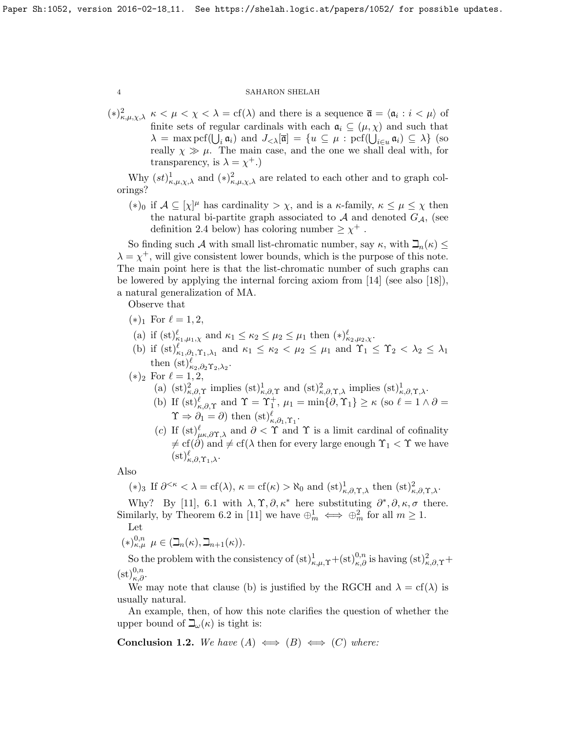$(*)^2_{\kappa,\mu,\chi,\lambda}$ $\kappa < \mu < \chi < \lambda = \mathrm{cf}(\lambda)$ and there is a sequence $\bar{\mathfrak{a}} = \langle \mathfrak{a}_i : i < \mu \rangle$ of finite sets of regular cardinals with each $\mathfrak{a}_i \subseteq (\mu, \chi)$ and such that $\lambda = \max \mathrm{pcf}(\bigcup_i \mathfrak{a}_i)$ and $J_{<\lambda}[\bar{\mathfrak{a}}] = \{u \subseteq \mu : \mathrm{pcf}(\bigcup_{i \in u} \mathfrak{a}_i) \subseteq \lambda\}$ (so really $\chi \gg \mu$. The main case, and the one we shall deal with, for transparency, is $\lambda = \chi^+$.)

Why $(st)^1_{\kappa,\mu,\chi,\lambda}$ and $(*)^2_{\kappa,\mu,\chi,\lambda}$ are related to each other and to graph colorings?

- $(*)_0$ if $\mathcal{A} \subseteq [\chi]^\mu$ has cardinality $> \chi$, and is a $\kappa$-family, $\kappa \le \mu \le \chi$ then the natural bi-partite graph associated to $\mathcal{A}$ and denoted $G_{\mathcal{A}}$, (see definition 2.4 below) has coloring number $\ge \chi^+$ .

So finding such $\mathcal{A}$ with small list-chromatic number, say $\kappa$, with $\beth_n(\kappa) \le \lambda = \chi^+$, will give consistent lower bounds, which is the purpose of this note. The main point here is that the list-chromatic number of such graphs can be lowered by applying the internal forcing axiom from [14] (see also [18]), a natural generalization of MA.

Observe that

- $(*)_1$ For $\ell = 1, 2$,
  - (a) if $(\mathrm{st})^\ell_{\kappa_1,\mu_1,\chi}$ and $\kappa_1 \le \kappa_2 \le \mu_2 \le \mu_1$ then $(*)^\ell_{\kappa_2,\mu_2,\chi}$.
  - (b) if $(\mathrm{st})^\ell_{\kappa_1,\partial_1,\Upsilon_1,\lambda_1}$ and $\kappa_1 \le \kappa_2 < \mu_2 \le \mu_1$ and $\Upsilon_1 \le \Upsilon_2 < \lambda_2 \le \lambda_1$ then $(\mathrm{st})^\ell_{\kappa_2,\partial_2\Upsilon_2,\lambda_2}$.
- $(*)_2$ For $\ell = 1, 2$,
  - (a) $(\mathrm{st})^2_{\kappa,\partial,\Upsilon}$ implies $(\mathrm{st})^1_{\kappa,\partial,\Upsilon}$ and $(\mathrm{st})^2_{\kappa,\partial,\Upsilon,\lambda}$ implies $(\mathrm{st})^1_{\kappa,\partial,\Upsilon,\lambda}$.
  - (b) If $(\mathrm{st})^\ell_{\kappa,\partial,\Upsilon}$ and $\Upsilon = \Upsilon_1^+$, $\mu_1 = \min\{\partial, \Upsilon_1\} \ge \kappa$ (so $\ell = 1 \wedge \partial = \Upsilon \Rightarrow \partial_1 = \partial$) then $(\mathrm{st})^\ell_{\kappa,\partial_1,\Upsilon_1}$.
  - (c) If $(\mathrm{st})^\ell_{\mu\kappa,\partial\Upsilon,\lambda}$ and $\partial < \Upsilon$ and $\Upsilon$ is a limit cardinal of cofinality $\ne \mathrm{cf}(\partial)$ and $\ne \mathrm{cf}(\lambda$ then for every large enough $\Upsilon_1 < \Upsilon$ we have $(\mathrm{st})^\ell_{\kappa,\partial,\Upsilon_1,\lambda}$.

Also

- $(*)_3$ If $\partial^{<\kappa} < \lambda = \mathrm{cf}(\lambda)$, $\kappa = \mathrm{cf}(\kappa) > \aleph_0$ and $(\mathrm{st})^1_{\kappa,\partial,\Upsilon,\lambda}$ then $(\mathrm{st})^2_{\kappa,\partial,\Upsilon,\lambda}$.

Why? By [11], 6.1 with $\lambda, \Upsilon, \partial, \kappa^*$ here substituting $\partial^*, \partial, \kappa, \sigma$ there. Similarly, by Theorem 6.2 in [11] we have $\oplus^1_m \iff \oplus^2_m$ for all $m \ge 1$.

Let

$(*)^{0,n}_{\kappa,\mu}$ $\mu \in (\beth_n(\kappa), \beth_{n+1}(\kappa))$.

So the problem with the consistency of $(\mathrm{st})^1_{\kappa,\mu,\Upsilon} + (\mathrm{st})^{0,n}_{\kappa,\partial}$ is having $(\mathrm{st})^2_{\kappa,\partial,\Upsilon} + (\mathrm{st})^{0,n}_{\kappa,\partial}$.

We may note that clause (b) is justified by the RGCH and $\lambda = \mathrm{cf}(\lambda)$ is usually natural.

An example, then, of how this note clarifies the question of whether the upper bound of $\beth_\omega(\kappa)$ is tight is:

**Conclusion 1.2.** *We have $(A) \iff (B) \iff (C)$ where:*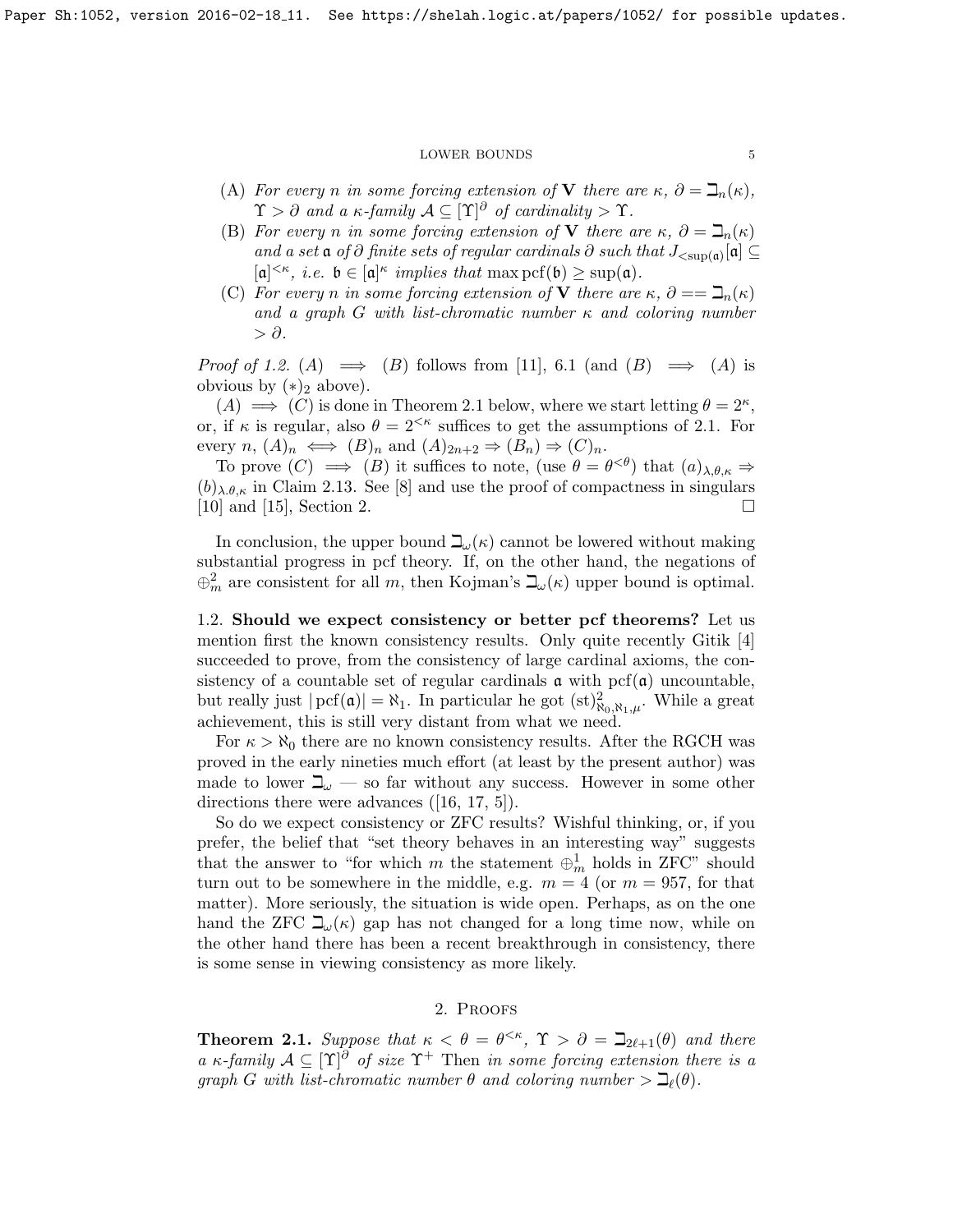(A) *For every* $n$ *in some forcing extension of* $\mathbf{V}$ *there are* $\kappa$, $\partial = \beth_n(\kappa)$, $\Upsilon > \partial$ *and a* $\kappa$*-family* $\mathcal{A} \subseteq [\Upsilon]^\partial$ *of cardinality* $> \Upsilon$.

(B) *For every* $n$ *in some forcing extension of* $\mathbf{V}$ *there are* $\kappa$, $\partial = \beth_n(\kappa)$ *and a set* $\mathfrak{a}$ *of* $\partial$ *finite sets of regular cardinals* $\partial$ *such that* $J_{<\sup(\mathfrak{a})}[\mathfrak{a}] \subseteq [\mathfrak{a}]^{<\kappa}$, *i.e.* $\mathfrak{b} \in [\mathfrak{a}]^\kappa$ *implies that* $\max \operatorname{pcf}(\mathfrak{b}) \geq \sup(\mathfrak{a})$.

(C) *For every* $n$ *in some forcing extension of* $\mathbf{V}$ *there are* $\kappa$, $\partial == \beth_n(\kappa)$ *and a graph* $G$ *with list-chromatic number* $\kappa$ *and coloring number* $> \partial$.

*Proof of 1.2.* $(A) \implies (B)$ follows from [11], 6.1 (and $(B) \implies (A)$ is obvious by $(*)_2$ above).

$(A) \implies (C)$ is done in Theorem 2.1 below, where we start letting $\theta = 2^\kappa$, or, if $\kappa$ is regular, also $\theta = 2^{<\kappa}$ suffices to get the assumptions of 2.1. For every $n$, $(A)_n \iff (B)_n$ and $(A)_{2n+2} \Rightarrow (B_n) \Rightarrow (C)_n$.

To prove $(C) \implies (B)$ it suffices to note, (use $\theta = \theta^{<\theta}$) that $(a)_{\lambda,\theta,\kappa} \Rightarrow (b)_{\lambda,\theta,\kappa}$ in Claim 2.13. See [8] and use the proof of compactness in singulars [10] and [15], Section 2. $\square$

In conclusion, the upper bound $\beth_\omega(\kappa)$ cannot be lowered without making substantial progress in pcf theory. If, on the other hand, the negations of $\oplus^2_m$ are consistent for all $m$, then Kojman's $\beth_\omega(\kappa)$ upper bound is optimal.

## 1.2. Should we expect consistency or better pcf theorems?

Let us mention first the known consistency results. Only quite recently Gitik [4] succeeded to prove, from the consistency of large cardinal axioms, the consistency of a countable set of regular cardinals $\mathfrak{a}$ with $\operatorname{pcf}(\mathfrak{a})$ uncountable, but really just $|\operatorname{pcf}(\mathfrak{a})| = \aleph_1$. In particular he got $(\mathrm{st})^2_{\aleph_0,\aleph_1,\mu}$. While a great achievement, this is still very distant from what we need.

For $\kappa > \aleph_0$ there are no known consistency results. After the RGCH was proved in the early nineties much effort (at least by the present author) was made to lower $\beth_\omega$ — so far without any success. However in some other directions there were advances ([16, 17, 5]).

So do we expect consistency or ZFC results? Wishful thinking, or, if you prefer, the belief that "set theory behaves in an interesting way" suggests that the answer to "for which $m$ the statement $\oplus^1_m$ holds in ZFC" should turn out to be somewhere in the middle, e.g. $m = 4$ (or $m = 957$, for that matter). More seriously, the situation is wide open. Perhaps, as on the one hand the ZFC $\beth_\omega(\kappa)$ gap has not changed for a long time now, while on the other hand there has been a recent breakthrough in consistency, there is some sense in viewing consistency as more likely.

# 2. Proofs

**Theorem 2.1.** *Suppose that* $\kappa < \theta = \theta^{<\kappa}$, $\Upsilon > \partial = \beth_{2\ell+1}(\theta)$ *and there a* $\kappa$*-family* $\mathcal{A} \subseteq [\Upsilon]^\partial$ *of size* $\Upsilon^+$ Then *in some forcing extension there is a graph* $G$ *with list-chromatic number* $\theta$ *and coloring number* $> \beth_\ell(\theta)$.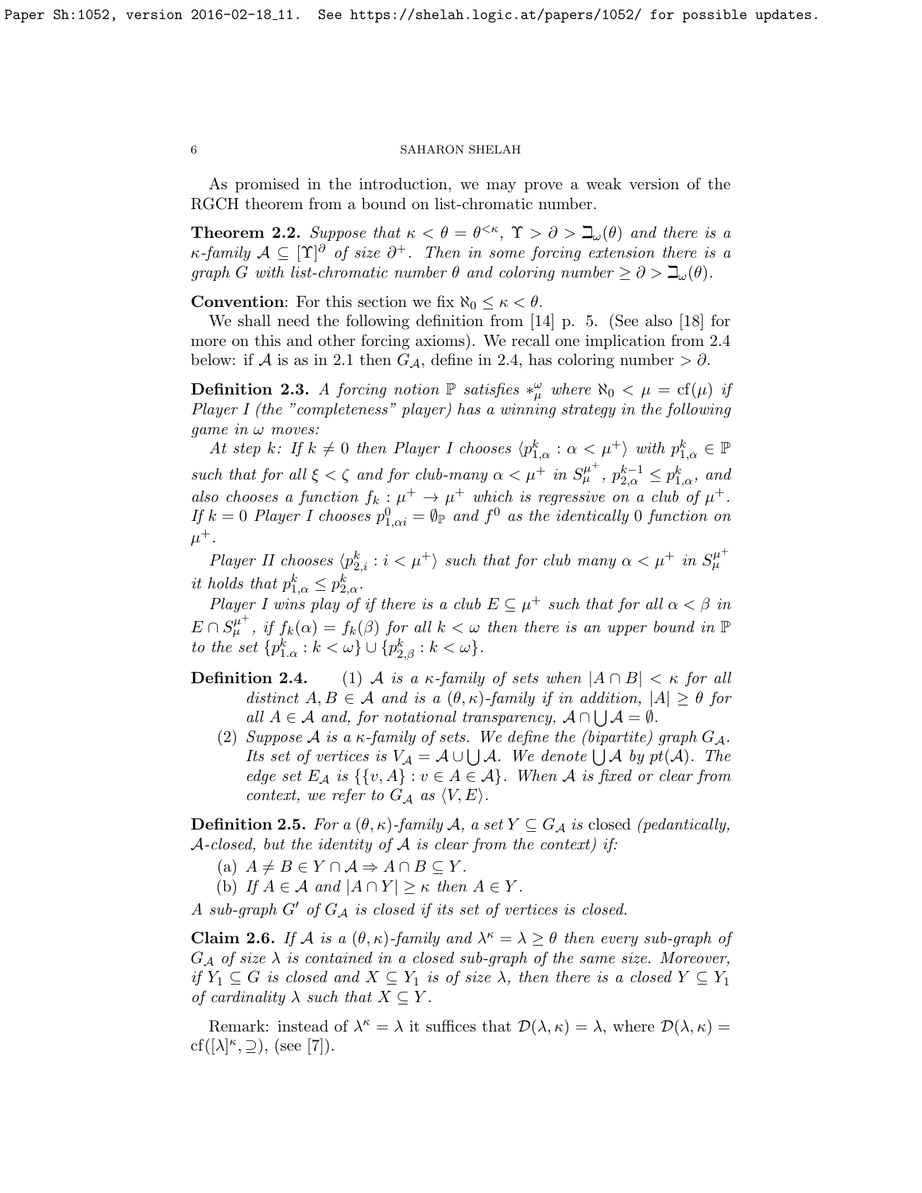As promised in the introduction, we may prove a weak version of the RGCH theorem from a bound on list-chromatic number.

**Theorem 2.2.** *Suppose that $\kappa < \theta = \theta^{<\kappa}$, $\Upsilon > \partial > \beth_\omega(\theta)$ and there is a $\kappa$-family $\mathcal{A} \subseteq [\Upsilon]^\partial$ of size $\partial^+$. Then in some forcing extension there is a graph $G$ with list-chromatic number $\theta$ and coloring number $\geq \partial > \beth_\omega(\theta)$.*

**Convention**: For this section we fix $\aleph_0 \leq \kappa < \theta$.

We shall need the following definition from [14] p. 5. (See also [18] for more on this and other forcing axioms). We recall one implication from 2.4 below: if $\mathcal{A}$ is as in 2.1 then $G_\mathcal{A}$, define in 2.4, has coloring number $> \partial$.

**Definition 2.3.** *A forcing notion $\mathbb{P}$ satisfies $*^\omega_\mu$ where $\aleph_0 < \mu = \mathrm{cf}(\mu)$ if Player I (the "completeness" player) has a winning strategy in the following game in $\omega$ moves:*

*At step $k$: If $k \neq 0$ then Player I chooses $\langle p^k_{1,\alpha} : \alpha < \mu^+ \rangle$ with $p^k_{1,\alpha} \in \mathbb{P}$ such that for all $\xi < \zeta$ and for club-many $\alpha < \mu^+$ in $S^{\mu^+}_\mu$, $p^{k-1}_{2,\alpha} \leq p^k_{1,\alpha}$, and also chooses a function $f_k : \mu^+ \to \mu^+$ which is regressive on a club of $\mu^+$. If $k = 0$ Player I chooses $p^0_{1,\alpha i} = \emptyset_\mathbb{P}$ and $f^0$ as the identically 0 function on $\mu^+$.*

*Player II chooses $\langle p^k_{2,i} : i < \mu^+ \rangle$ such that for club many $\alpha < \mu^+$ in $S^{\mu^+}_\mu$ it holds that $p^k_{1,\alpha} \leq p^k_{2,\alpha}$.*

*Player I wins play of if there is a club $E \subseteq \mu^+$ such that for all $\alpha < \beta$ in $E \cap S^{\mu^+}_\mu$, if $f_k(\alpha) = f_k(\beta)$ for all $k < \omega$ then there is an upper bound in $\mathbb{P}$ to the set $\{p^k_{1.\alpha} : k < \omega\} \cup \{p^k_{2,\beta} : k < \omega\}$.*

**Definition 2.4.**
1. *$\mathcal{A}$ is a $\kappa$-family of sets when $|A \cap B| < \kappa$ for all distinct $A, B \in \mathcal{A}$ and is a $(\theta, \kappa)$-family if in addition, $|A| \geq \theta$ for all $A \in \mathcal{A}$ and, for notational transparency, $\mathcal{A} \cap \bigcup \mathcal{A} = \emptyset$.*
2. *Suppose $\mathcal{A}$ is a $\kappa$-family of sets. We define the (bipartite) graph $G_\mathcal{A}$. Its set of vertices is $V_\mathcal{A} = \mathcal{A} \cup \bigcup \mathcal{A}$. We denote $\bigcup \mathcal{A}$ by $pt(\mathcal{A})$. The edge set $E_\mathcal{A}$ is $\{\{v, A\} : v \in A \in \mathcal{A}\}$. When $\mathcal{A}$ is fixed or clear from context, we refer to $G_\mathcal{A}$ as $\langle V, E \rangle$.*

**Definition 2.5.** *For a $(\theta, \kappa)$-family $\mathcal{A}$, a set $Y \subseteq G_\mathcal{A}$ is* closed *(pedantically, $\mathcal{A}$-closed, but the identity of $\mathcal{A}$ is clear from the context) if:*

- (a) $A \neq B \in Y \cap \mathcal{A} \Rightarrow A \cap B \subseteq Y$.
- (b) *If $A \in \mathcal{A}$ and $|A \cap Y| \geq \kappa$ then $A \in Y$.*

*A sub-graph $G'$ of $G_\mathcal{A}$ is closed if its set of vertices is closed.*

**Claim 2.6.** *If $\mathcal{A}$ is a $(\theta, \kappa)$-family and $\lambda^\kappa = \lambda \geq \theta$ then every sub-graph of $G_\mathcal{A}$ of size $\lambda$ is contained in a closed sub-graph of the same size. Moreover, if $Y_1 \subseteq G$ is closed and $X \subseteq Y_1$ is of size $\lambda$, then there is a closed $Y \subseteq Y_1$ of cardinality $\lambda$ such that $X \subseteq Y$.*

Remark: instead of $\lambda^\kappa = \lambda$ it suffices that $\mathcal{D}(\lambda, \kappa) = \lambda$, where $\mathcal{D}(\lambda, \kappa) = \mathrm{cf}([\lambda]^\kappa, \supseteq)$, (see [7]).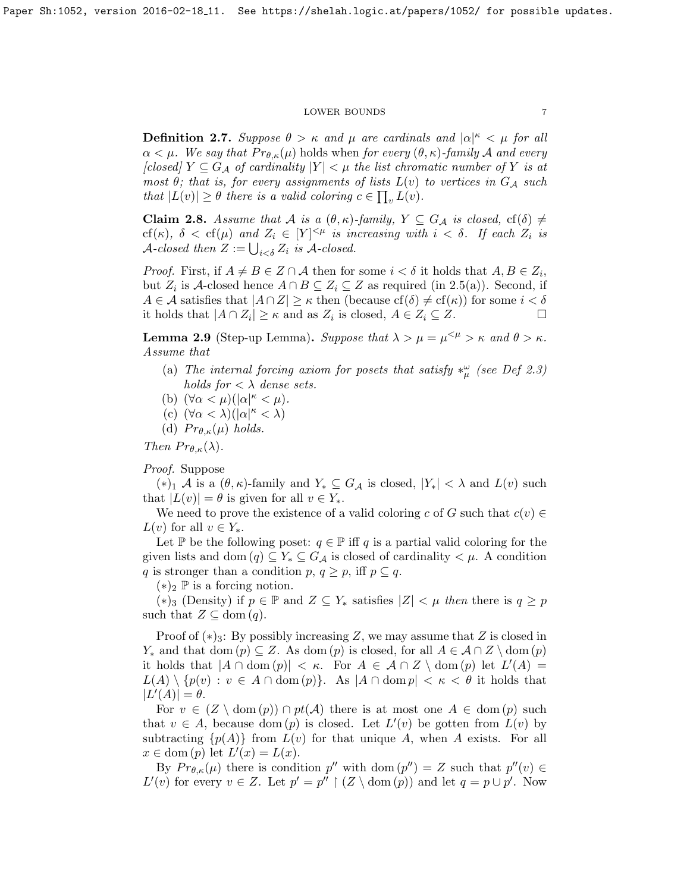**Definition 2.7.** *Suppose $\theta > \kappa$ and $\mu$ are cardinals and $|\alpha|^\kappa < \mu$ for all $\alpha < \mu$. We say that $Pr_{\theta,\kappa}(\mu)$* holds when *for every $(\theta,\kappa)$-family $\mathcal{A}$ and every [closed] $Y \subseteq G_\mathcal{A}$ of cardinality $|Y| < \mu$ the list chromatic number of $Y$ is at most $\theta$; that is, for every assignments of lists $L(v)$ to vertices in $G_\mathcal{A}$ such that $|L(v)| \geq \theta$ there is a valid coloring $c \in \prod_v L(v)$.*

**Claim 2.8.** *Assume that $\mathcal{A}$ is a $(\theta,\kappa)$-family, $Y \subseteq G_\mathcal{A}$ is closed, $\mathrm{cf}(\delta) \neq \mathrm{cf}(\kappa)$, $\delta < \mathrm{cf}(\mu)$ and $Z_i \in [Y]^{<\mu}$ is increasing with $i < \delta$. If each $Z_i$ is $\mathcal{A}$-closed then $Z := \bigcup_{i<\delta} Z_i$ is $\mathcal{A}$-closed.*

*Proof.* First, if $A \neq B \in Z \cap \mathcal{A}$ then for some $i < \delta$ it holds that $A, B \in Z_i$, but $Z_i$ is $\mathcal{A}$-closed hence $A \cap B \subseteq Z_i \subseteq Z$ as required (in 2.5(a)). Second, if $A \in \mathcal{A}$ satisfies that $|A \cap Z| \geq \kappa$ then (because $\mathrm{cf}(\delta) \neq \mathrm{cf}(\kappa)$) for some $i < \delta$ it holds that $|A \cap Z_i| \geq \kappa$ and as $Z_i$ is closed, $A \in Z_i \subseteq Z$. $\square$

**Lemma 2.9** (Step-up Lemma)**.** *Suppose that $\lambda > \mu = \mu^{<\mu} > \kappa$ and $\theta > \kappa$. Assume that*

(a) *The internal forcing axiom for posets that satisfy $*^\omega_\mu$ (see Def 2.3) holds for $< \lambda$ dense sets.*
(b) $(\forall \alpha < \mu)(|\alpha|^\kappa < \mu)$.
(c) $(\forall \alpha < \lambda)(|\alpha|^\kappa < \lambda)$
(d) *$Pr_{\theta,\kappa}(\mu)$ holds.*

*Then $Pr_{\theta,\kappa}(\lambda)$.*

*Proof.* Suppose

$(*)_1$ $\mathcal{A}$ is a $(\theta,\kappa)$-family and $Y_* \subseteq G_\mathcal{A}$ is closed, $|Y_*| < \lambda$ and $L(v)$ such that $|L(v)| = \theta$ is given for all $v \in Y_*$.

We need to prove the existence of a valid coloring $c$ of $G$ such that $c(v) \in L(v)$ for all $v \in Y_*$.

Let $\mathbb{P}$ be the following poset: $q \in \mathbb{P}$ iff $q$ is a partial valid coloring for the given lists and $\mathrm{dom}\,(q) \subseteq Y_* \subseteq G_\mathcal{A}$ is closed of cardinality $< \mu$. A condition $q$ is stronger than a condition $p$, $q \geq p$, iff $p \subseteq q$.

$(*)_2$ $\mathbb{P}$ is a forcing notion.

$(*)_3$ (Density) if $p \in \mathbb{P}$ and $Z \subseteq Y_*$ satisfies $|Z| < \mu$ *then* there is $q \geq p$ such that $Z \subseteq \mathrm{dom}\,(q)$.

Proof of $(*)_3$: By possibly increasing $Z$, we may assume that $Z$ is closed in $Y_*$ and that $\mathrm{dom}\,(p) \subseteq Z$. As $\mathrm{dom}\,(p)$ is closed, for all $A \in \mathcal{A} \cap Z \setminus \mathrm{dom}\,(p)$ it holds that $|A \cap \mathrm{dom}\,(p)| < \kappa$. For $A \in \mathcal{A} \cap Z \setminus \mathrm{dom}\,(p)$ let $L'(A) = L(A) \setminus \{p(v) : v \in A \cap \mathrm{dom}\,(p)\}$. As $|A \cap \mathrm{dom}\, p| < \kappa < \theta$ it holds that $|L'(A)| = \theta$.

For $v \in (Z \setminus \mathrm{dom}\,(p)) \cap pt(\mathcal{A})$ there is at most one $A \in \mathrm{dom}\,(p)$ such that $v \in A$, because $\mathrm{dom}\,(p)$ is closed. Let $L'(v)$ be gotten from $L(v)$ by subtracting $\{p(A)\}$ from $L(v)$ for that unique $A$, when $A$ exists. For all $x \in \mathrm{dom}\,(p)$ let $L'(x) = L(x)$.

By $Pr_{\theta,\kappa}(\mu)$ there is condition $p''$ with $\mathrm{dom}\,(p'') = Z$ such that $p''(v) \in L'(v)$ for every $v \in Z$. Let $p' = p'' \restriction (Z \setminus \mathrm{dom}\,(p))$ and let $q = p \cup p'$. Now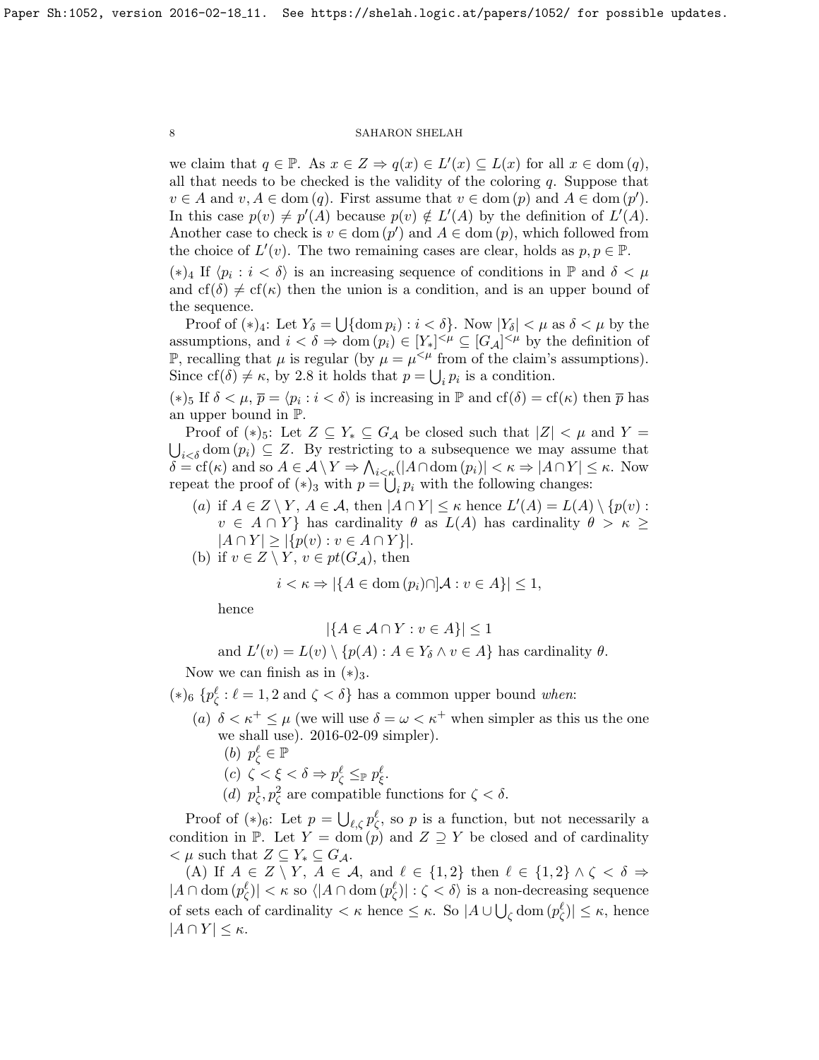we claim that $q \in \mathbb{P}$. As $x \in Z \Rightarrow q(x) \in L'(x) \subseteq L(x)$ for all $x \in \mathrm{dom}\,(q)$, all that needs to be checked is the validity of the coloring $q$. Suppose that $v \in A$ and $v, A \in \mathrm{dom}\,(q)$. First assume that $v \in \mathrm{dom}\,(p)$ and $A \in \mathrm{dom}\,(p')$. In this case $p(v) \neq p'(A)$ because $p(v) \notin L'(A)$ by the definition of $L'(A)$. Another case to check is $v \in \mathrm{dom}\,(p')$ and $A \in \mathrm{dom}\,(p)$, which followed from the choice of $L'(v)$. The two remaining cases are clear, holds as $p, p \in \mathbb{P}$.

$(*)_4$ If $\langle p_i : i < \delta\rangle$ is an increasing sequence of conditions in $\mathbb{P}$ and $\delta < \mu$ and $\mathrm{cf}(\delta) \neq \mathrm{cf}(\kappa)$ then the union is a condition, and is an upper bound of the sequence.

Proof of $(*)_4$: Let $Y_\delta = \bigcup\{\mathrm{dom}\, p_i) : i < \delta\}$. Now $|Y_\delta| < \mu$ as $\delta < \mu$ by the assumptions, and $i < \delta \Rightarrow \mathrm{dom}\,(p_i) \in [Y_*]^{<\mu} \subseteq [G_{\mathcal{A}}]^{<\mu}$ by the definition of $\mathbb{P}$, recalling that $\mu$ is regular (by $\mu = \mu^{<\mu}$ from of the claim's assumptions). Since $\mathrm{cf}(\delta) \neq \kappa$, by 2.8 it holds that $p = \bigcup_i p_i$ is a condition.

$(*)_5$ If $\delta < \mu$, $\bar{p} = \langle p_i : i < \delta\rangle$ is increasing in $\mathbb{P}$ and $\mathrm{cf}(\delta) = \mathrm{cf}(\kappa)$ then $\bar{p}$ has an upper bound in $\mathbb{P}$.

Proof of $(*)_5$: Let $Z \subseteq Y_* \subseteq G_{\mathcal{A}}$ be closed such that $|Z| < \mu$ and $Y = \bigcup_{i<\delta} \mathrm{dom}\,(p_i) \subseteq Z$. By restricting to a subsequence we may assume that $\delta = \mathrm{cf}(\kappa)$ and so $A \in \mathcal{A}\setminus Y \Rightarrow \bigwedge_{i<\kappa}(|A \cap \mathrm{dom}\,(p_i)| < \kappa \Rightarrow |A \cap Y| \leq \kappa$. Now repeat the proof of $(*)_3$ with $p = \bigcup_i p_i$ with the following changes:

(a) if $A \in Z \setminus Y$, $A \in \mathcal{A}$, then $|A \cap Y| \leq \kappa$ hence $L'(A) = L(A) \setminus \{p(v) : v \in A \cap Y\}$ has cardinality $\theta$ as $L(A)$ has cardinality $\theta > \kappa \geq |A \cap Y| \geq |\{p(v) : v \in A \cap Y\}|$.

(b) if $v \in Z \setminus Y$, $v \in pt(G_{\mathcal{A}})$, then

$$i < \kappa \Rightarrow |\{A \in \mathrm{dom}\,(p_i) \cap] \mathcal{A} : v \in A\}| \leq 1,$$

hence

$$|\{A \in \mathcal{A} \cap Y : v \in A\}| \leq 1$$

and $L'(v) = L(v) \setminus \{p(A) : A \in Y_\delta \wedge v \in A\}$ has cardinality $\theta$.

Now we can finish as in $(*)_3$.

$(*)_6$ $\{p^\ell_\zeta : \ell = 1, 2 \text{ and } \zeta < \delta\}$ has a common upper bound *when*:

(a) $\delta < \kappa^+ \leq \mu$ (we will use $\delta = \omega < \kappa^+$ when simpler as this us the one we shall use). 2016-02-09 simpler).

(b) $p^\ell_\zeta \in \mathbb{P}$

(c) $\zeta < \xi < \delta \Rightarrow p^\ell_\zeta \leq_{\mathbb{P}} p^\ell_\xi$.

(d) $p^1_\zeta, p^2_\zeta$ are compatible functions for $\zeta < \delta$.

Proof of $(*)_6$: Let $p = \bigcup_{\ell,\zeta} p^\ell_\zeta$, so $p$ is a function, but not necessarily a condition in $\mathbb{P}$. Let $Y = \mathrm{dom}\,(p)$ and $Z \supseteq Y$ be closed and of cardinality $< \mu$ such that $Z \subseteq Y_* \subseteq G_{\mathcal{A}}$.

(A) If $A \in Z \setminus Y$, $A \in \mathcal{A}$, and $\ell \in \{1, 2\}$ then $\ell \in \{1, 2\} \wedge \zeta < \delta \Rightarrow |A \cap \mathrm{dom}\,(p^\ell_\zeta)| < \kappa$ so $\langle |A \cap \mathrm{dom}\,(p^\ell_\zeta)| : \zeta < \delta\rangle$ is a non-decreasing sequence of sets each of cardinality $< \kappa$ hence $\leq \kappa$. So $|A \cup \bigcup_\zeta \mathrm{dom}\,(p^\ell_\zeta)| \leq \kappa$, hence $|A \cap Y| \leq \kappa$.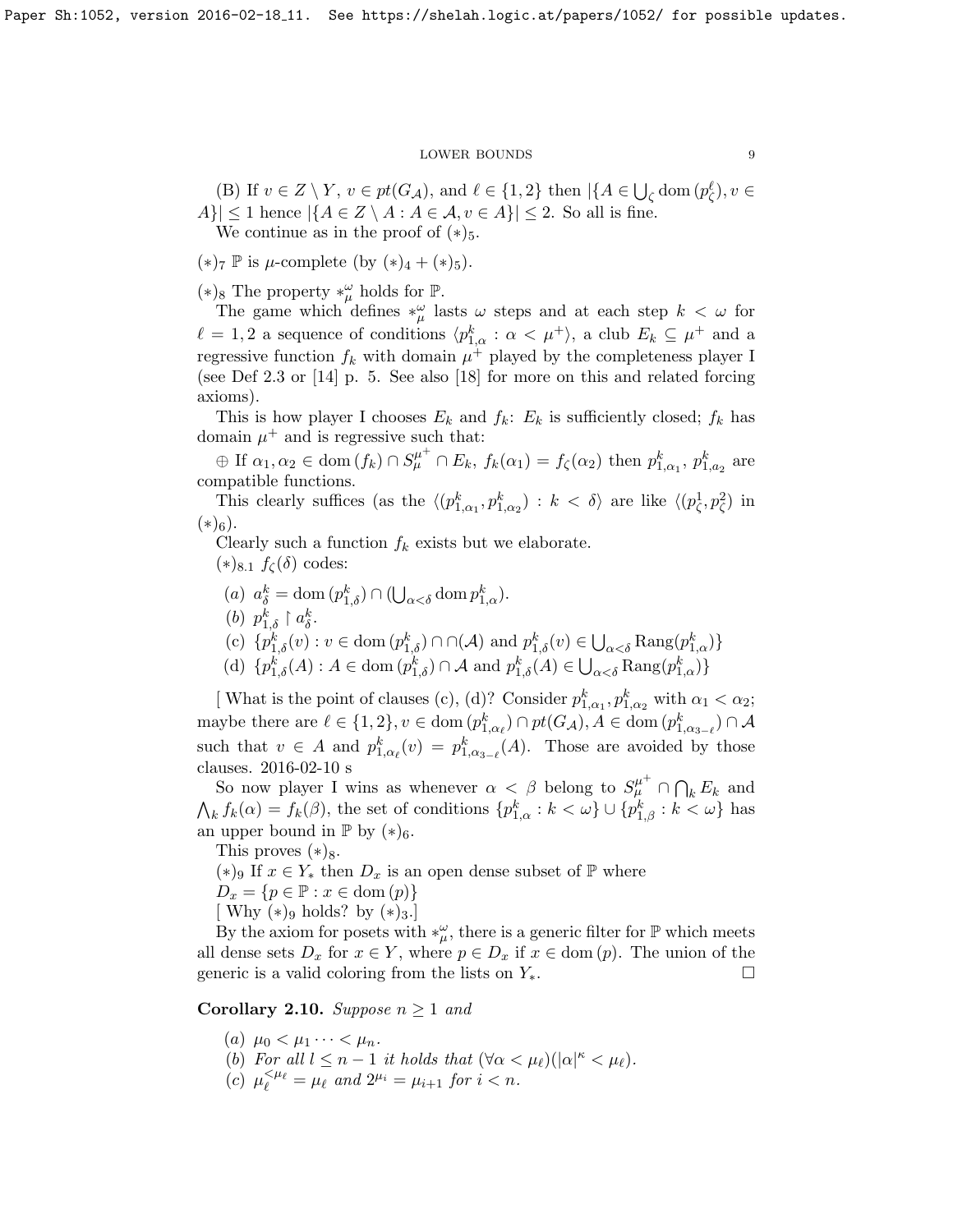(B) If $v \in Z \setminus Y$, $v \in pt(G_{\mathcal{A}})$, and $\ell \in \{1,2\}$ then $|\{A \in \bigcup_\zeta \mathrm{dom}\,(p^\ell_\zeta), v \in A\}| \le 1$ hence $|\{A \in Z \setminus A : A \in \mathcal{A}, v \in A\}| \le 2$. So all is fine.

We continue as in the proof of $(*)_5$.

$(*)_7$ $\mathbb{P}$ is $\mu$-complete (by $(*)_4 + (*)_5$).

$(*)_8$ The property $*^\omega_\mu$ holds for $\mathbb{P}$.

The game which defines $*^\omega_\mu$ lasts $\omega$ steps and at each step $k < \omega$ for $\ell = 1,2$ a sequence of conditions $\langle p^k_{1,\alpha} : \alpha < \mu^+ \rangle$, a club $E_k \subseteq \mu^+$ and a regressive function $f_k$ with domain $\mu^+$ played by the completeness player I (see Def 2.3 or [14] p. 5. See also [18] for more on this and related forcing axioms).

This is how player I chooses $E_k$ and $f_k$: $E_k$ is sufficiently closed; $f_k$ has domain $\mu^+$ and is regressive such that:

$\oplus$ If $\alpha_1, \alpha_2 \in \mathrm{dom}\,(f_k) \cap S^{\mu^+}_\mu \cap E_k$, $f_k(\alpha_1) = f_\zeta(\alpha_2)$ then $p^k_{1,\alpha_1}$, $p^k_{1,\alpha_2}$ are compatible functions.

This clearly suffices (as the $\langle (p^k_{1,\alpha_1}, p^k_{1,\alpha_2}) : k < \delta \rangle$ are like $\langle (p^1_\zeta, p^2_\zeta)$ in $(*)_6$).

Clearly such a function $f_k$ exists but we elaborate.

$(*)_{8.1}$ $f_\zeta(\delta)$ codes:

- (a) $a^k_\delta = \mathrm{dom}\,(p^k_{1,\delta}) \cap (\bigcup_{\alpha<\delta} \mathrm{dom}\, p^k_{1,\alpha})$.
- (b) $p^k_{1,\delta} \restriction a^k_\delta$.
- (c) $\{p^k_{1,\delta}(v) : v \in \mathrm{dom}\,(p^k_{1,\delta}) \cap \cap(\mathcal{A})$ and $p^k_{1,\delta}(v) \in \bigcup_{\alpha<\delta} \mathrm{Rang}(p^k_{1,\alpha})\}$
- (d) $\{p^k_{1,\delta}(A) : A \in \mathrm{dom}\,(p^k_{1,\delta}) \cap \mathcal{A}$ and $p^k_{1,\delta}(A) \in \bigcup_{\alpha<\delta} \mathrm{Rang}(p^k_{1,\alpha})\}$

[ What is the point of clauses (c), (d)? Consider $p^k_{1,\alpha_1}, p^k_{1,\alpha_2}$ with $\alpha_1 < \alpha_2$; maybe there are $\ell \in \{1,2\}, v \in \mathrm{dom}\,(p^k_{1,\alpha_\ell}) \cap pt(G_{\mathcal{A}}), A \in \mathrm{dom}\,(p^k_{1,\alpha_{3-\ell}}) \cap \mathcal{A}$ such that $v \in A$ and $p^k_{1,\alpha_\ell}(v) = p^k_{1,\alpha_{3-\ell}}(A)$. Those are avoided by those clauses. 2016-02-10 s

So now player I wins as whenever $\alpha < \beta$ belong to $S^{\mu^+}_\mu \cap \bigcap_k E_k$ and $\bigwedge_k f_k(\alpha) = f_k(\beta)$, the set of conditions $\{p^k_{1,\alpha} : k < \omega\} \cup \{p^k_{1,\beta} : k < \omega\}$ has an upper bound in $\mathbb{P}$ by $(*)_6$.

This proves $(*)_8$.

$(*)_9$ If $x \in Y_*$ then $D_x$ is an open dense subset of $\mathbb{P}$ where

$D_x = \{p \in \mathbb{P} : x \in \mathrm{dom}\,(p)\}$

[ Why $(*)_9$ holds? by $(*)_3$.]

By the axiom for posets with $*^\omega_\mu$, there is a generic filter for $\mathbb{P}$ which meets all dense sets $D_x$ for $x \in Y$, where $p \in D_x$ if $x \in \mathrm{dom}\,(p)$. The union of the generic is a valid coloring from the lists on $Y_*$. $\square$

**Corollary 2.10.** *Suppose $n \ge 1$ and*

- (a) $\mu_0 < \mu_1 \cdots < \mu_n$.
- (b) *For all $l \le n-1$ it holds that $(\forall \alpha < \mu_\ell)(|\alpha|^\kappa < \mu_\ell)$.*
- (c) $\mu_\ell^{<\mu_\ell} = \mu_\ell$ *and* $2^{\mu_i} = \mu_{i+1}$ *for* $i < n$.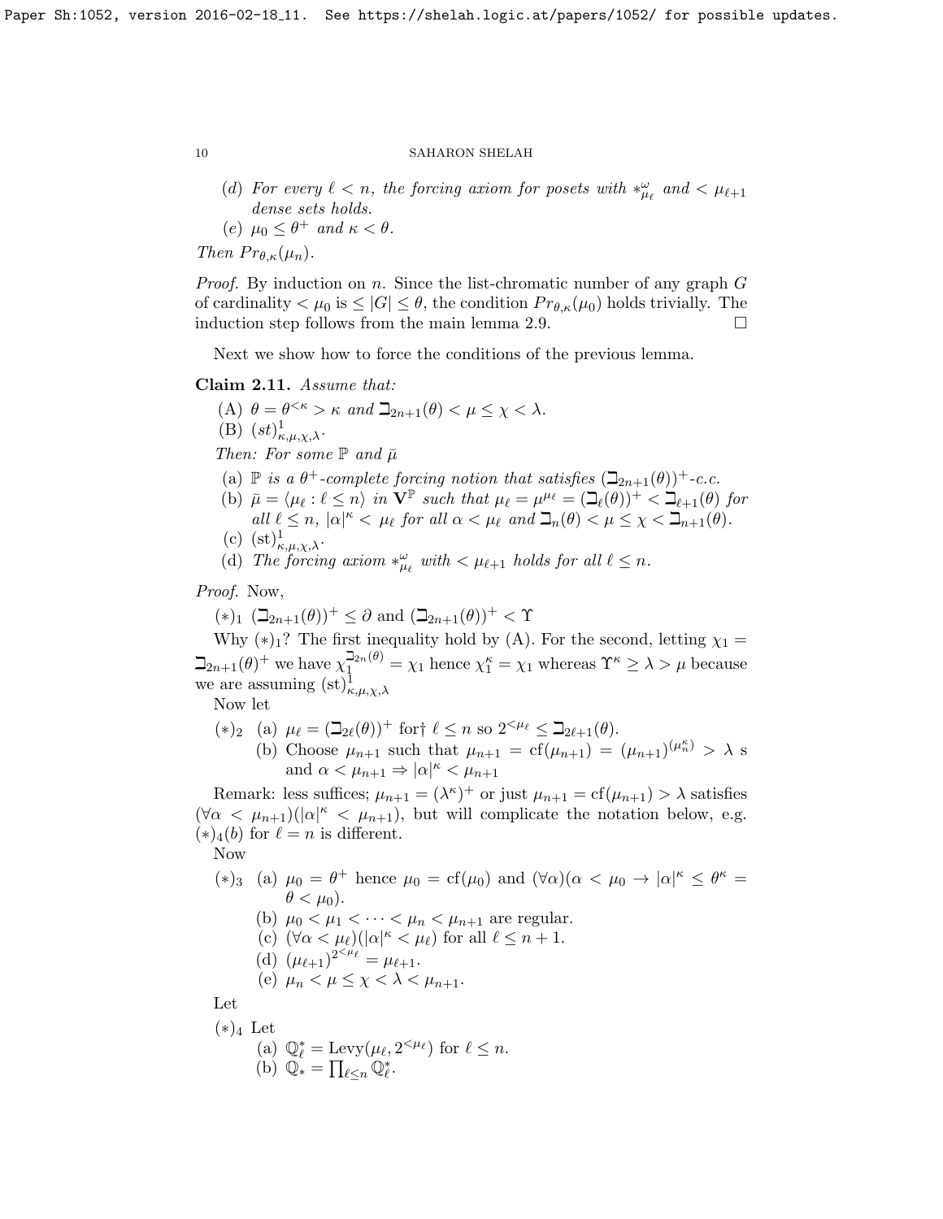(d) *For every $\ell < n$, the forcing axiom for posets with $*^{\omega}_{\mu_\ell}$ and $< \mu_{\ell+1}$ dense sets holds.*

(e) *$\mu_0 \le \theta^+$ and $\kappa < \theta$.*

*Then $Pr_{\theta,\kappa}(\mu_n)$.*

*Proof.* By induction on $n$. Since the list-chromatic number of any graph $G$ of cardinality $< \mu_0$ is $\le |G| \le \theta$, the condition $Pr_{\theta,\kappa}(\mu_0)$ holds trivially. The induction step follows from the main lemma 2.9. $\square$

Next we show how to force the conditions of the previous lemma.

**Claim 2.11.** *Assume that:*

(A) *$\theta = \theta^{<\kappa} > \kappa$ and $\beth_{2n+1}(\theta) < \mu \le \chi < \lambda$.*

(B) *$(st)^1_{\kappa,\mu,\chi,\lambda}$.*

*Then: For some $\mathbb{P}$ and $\bar{\mu}$*

(a) *$\mathbb{P}$ is a $\theta^+$-complete forcing notion that satisfies $(\beth_{2n+1}(\theta))^+$-c.c.*

(b) *$\bar{\mu} = \langle \mu_\ell : \ell \le n \rangle$ in $\mathbf{V}^{\mathbb{P}}$ such that $\mu_\ell = \mu^{\mu_\ell} = (\beth_\ell(\theta))^+ < \beth_{\ell+1}(\theta)$ for all $\ell \le n$, $|\alpha|^\kappa < \mu_\ell$ for all $\alpha < \mu_\ell$ and $\beth_n(\theta) < \mu \le \chi < \beth_{n+1}(\theta)$.*

(c) *$(\mathrm{st})^1_{\kappa,\mu,\chi,\lambda}$.*

(d) *The forcing axiom $*^{\omega}_{\mu_\ell}$ with $< \mu_{\ell+1}$ holds for all $\ell \le n$.*

*Proof.* Now,

$(*)_1$ $(\beth_{2n+1}(\theta))^+ \le \partial$ and $(\beth_{2n+1}(\theta))^+ < \Upsilon$

Why $(*)_1$? The first inequality hold by (A). For the second, letting $\chi_1 = \beth_{2n+1}(\theta)^+$ we have $\chi_1^{\beth_{2n}(\theta)} = \chi_1$ hence $\chi_1^\kappa = \chi_1$ whereas $\Upsilon^\kappa \ge \lambda > \mu$ because we are assuming $(\mathrm{st})^1_{\kappa,\mu,\chi,\lambda}$

Now let

$(*)_2$ (a) $\mu_\ell = (\beth_{2\ell}(\theta))^+$ for† $\ell \le n$ so $2^{<\mu_\ell} \le \beth_{2\ell+1}(\theta)$.

(b) Choose $\mu_{n+1}$ such that $\mu_{n+1} = \mathrm{cf}(\mu_{n+1}) = (\mu_{n+1})^{(\mu_n^\kappa)} > \lambda$ s and $\alpha < \mu_{n+1} \Rightarrow |\alpha|^\kappa < \mu_{n+1}$

Remark: less suffices; $\mu_{n+1} = (\lambda^\kappa)^+$ or just $\mu_{n+1} = \mathrm{cf}(\mu_{n+1}) > \lambda$ satisfies $(\forall \alpha < \mu_{n+1})(|\alpha|^\kappa < \mu_{n+1})$, but will complicate the notation below, e.g. $(*)_4(b)$ for $\ell = n$ is different.

Now

$(*)_3$ (a) $\mu_0 = \theta^+$ hence $\mu_0 = \mathrm{cf}(\mu_0)$ and $(\forall \alpha)(\alpha < \mu_0 \to |\alpha|^\kappa \le \theta^\kappa = \theta < \mu_0)$.

(b) $\mu_0 < \mu_1 < \cdots < \mu_n < \mu_{n+1}$ are regular.

(c) $(\forall \alpha < \mu_\ell)(|\alpha|^\kappa < \mu_\ell)$ for all $\ell \le n+1$.

(d) $(\mu_{\ell+1})^{2^{<\mu_\ell}} = \mu_{\ell+1}$.

(e) $\mu_n < \mu \le \chi < \lambda < \mu_{n+1}$.

Let

$(*)_4$ Let

(a) $\mathbb{Q}^*_\ell = \mathrm{Levy}(\mu_\ell, 2^{<\mu_\ell})$ for $\ell \le n$.

(b) $\mathbb{Q}_* = \prod_{\ell \le n} \mathbb{Q}^*_\ell$.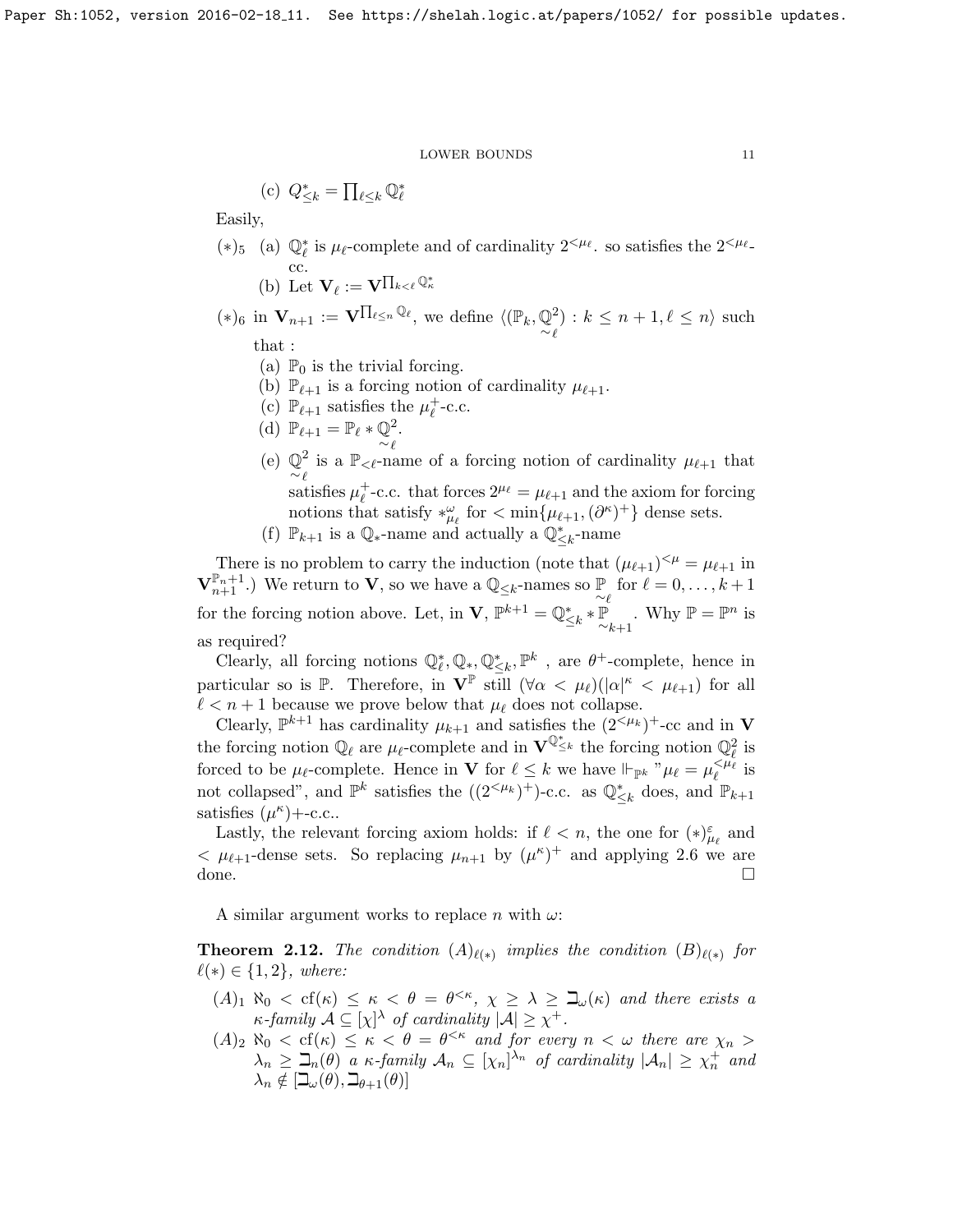(c) $Q^*_{\le k} = \prod_{\ell \le k} \mathbb{Q}^*_\ell$

Easily,

$(*)_5$ (a) $\mathbb{Q}^*_\ell$ is $\mu_\ell$-complete and of cardinality $2^{<\mu_\ell}$. so satisfies the $2^{<\mu_\ell}$-cc.

(b) Let $\mathbf{V}_\ell := \mathbf{V}^{\prod_{k<\ell} \mathbb{Q}^*_\kappa}$

$(*)_6$ in $\mathbf{V}_{n+1} := \mathbf{V}^{\prod_{\ell \le n} \mathbb{Q}_\ell}$, we define $\langle (\mathbb{P}_k, \underset{\sim}{\mathbb{Q}}^2_\ell) : k \le n+1, \ell \le n \rangle$ such that :

(a) $\mathbb{P}_0$ is the trivial forcing.

(b) $\mathbb{P}_{\ell+1}$ is a forcing notion of cardinality $\mu_{\ell+1}$.

(c) $\mathbb{P}_{\ell+1}$ satisfies the $\mu^+_\ell$-c.c.

(d) $\mathbb{P}_{\ell+1} = \mathbb{P}_\ell * \underset{\sim}{\mathbb{Q}}^2_\ell$.

(e) $\underset{\sim}{\mathbb{Q}}^2_\ell$ is a $\mathbb{P}_{<\ell}$-name of a forcing notion of cardinality $\mu_{\ell+1}$ that satisfies $\mu^+_\ell$-c.c. that forces $2^{\mu_\ell} = \mu_{\ell+1}$ and the axiom for forcing notions that satisfy $*^\omega_{\mu_\ell}$ for $< \min\{\mu_{\ell+1}, (\partial^\kappa)^+\}$ dense sets.

(f) $\mathbb{P}_{k+1}$ is a $\mathbb{Q}_*$-name and actually a $\mathbb{Q}^*_{\le k}$-name

There is no problem to carry the induction (note that $(\mu_{\ell+1})^{<\mu} = \mu_{\ell+1}$ in $\mathbf{V}^{\mathbb{P}_{n+1}}_{n+1}$.) We return to $\mathbf{V}$, so we have a $\mathbb{Q}_{\le k}$-names so $\underset{\sim}{\mathbb{P}}_\ell$ for $\ell = 0, \dots, k+1$ for the forcing notion above. Let, in $\mathbf{V}$, $\mathbb{P}^{k+1} = \mathbb{Q}^*_{\le k} * \underset{\sim}{\mathbb{P}}_{k+1}$. Why $\mathbb{P} = \mathbb{P}^n$ is as required?

Clearly, all forcing notions $\mathbb{Q}^*_\ell, \mathbb{Q}_*, \mathbb{Q}^*_{\le k}, \mathbb{P}^k$ , are $\theta^+$-complete, hence in particular so is $\mathbb{P}$. Therefore, in $\mathbf{V}^{\mathbb{P}}$ still $(\forall \alpha < \mu_\ell)(|\alpha|^\kappa < \mu_{\ell+1})$ for all $\ell < n+1$ because we prove below that $\mu_\ell$ does not collapse.

Clearly, $\mathbb{P}^{k+1}$ has cardinality $\mu_{k+1}$ and satisfies the $(2^{<\mu_k})^+$-cc and in $\mathbf{V}$ the forcing notion $\mathbb{Q}_\ell$ are $\mu_\ell$-complete and in $\mathbf{V}^{\mathbb{Q}^*_{\le k}}$ the forcing notion $\mathbb{Q}^2_\ell$ is forced to be $\mu_\ell$-complete. Hence in $\mathbf{V}$ for $\ell \le k$ we have $\Vdash_{\mathbb{P}^k}$ "$\mu_\ell = \mu_\ell^{<\mu_\ell}$ is not collapsed", and $\mathbb{P}^k$ satisfies the $((2^{<\mu_k})^+)$-c.c. as $\mathbb{Q}^*_{\le k}$ does, and $\mathbb{P}_{k+1}$ satisfies $(\mu^\kappa)$+-c.c..

Lastly, the relevant forcing axiom holds: if $\ell < n$, the one for $(*)^\varepsilon_{\mu_\ell}$ and $< \mu_{\ell+1}$-dense sets. So replacing $\mu_{n+1}$ by $(\mu^\kappa)^+$ and applying 2.6 we are done. $\square$

A similar argument works to replace $n$ with $\omega$:

**Theorem 2.12.** *The condition $(A)_{\ell(*)}$ implies the condition $(B)_{\ell(*)}$ for $\ell(*) \in \{1, 2\}$, where:*

$(A)_1$ *$\aleph_0 < \mathrm{cf}(\kappa) \le \kappa < \theta = \theta^{<\kappa}$, $\chi \ge \lambda \ge \beth_\omega(\kappa)$ and there exists a $\kappa$-family $\mathcal{A} \subseteq [\chi]^\lambda$ of cardinality $|\mathcal{A}| \ge \chi^+$.*

$(A)_2$ *$\aleph_0 < \mathrm{cf}(\kappa) \le \kappa < \theta = \theta^{<\kappa}$ and for every $n < \omega$ there are $\chi_n > \lambda_n \ge \beth_n(\theta)$ a $\kappa$-family $\mathcal{A}_n \subseteq [\chi_n]^{\lambda_n}$ of cardinality $|\mathcal{A}_n| \ge \chi^+_n$ and $\lambda_n \notin [\beth_\omega(\theta), \beth_{\theta+1}(\theta)]$*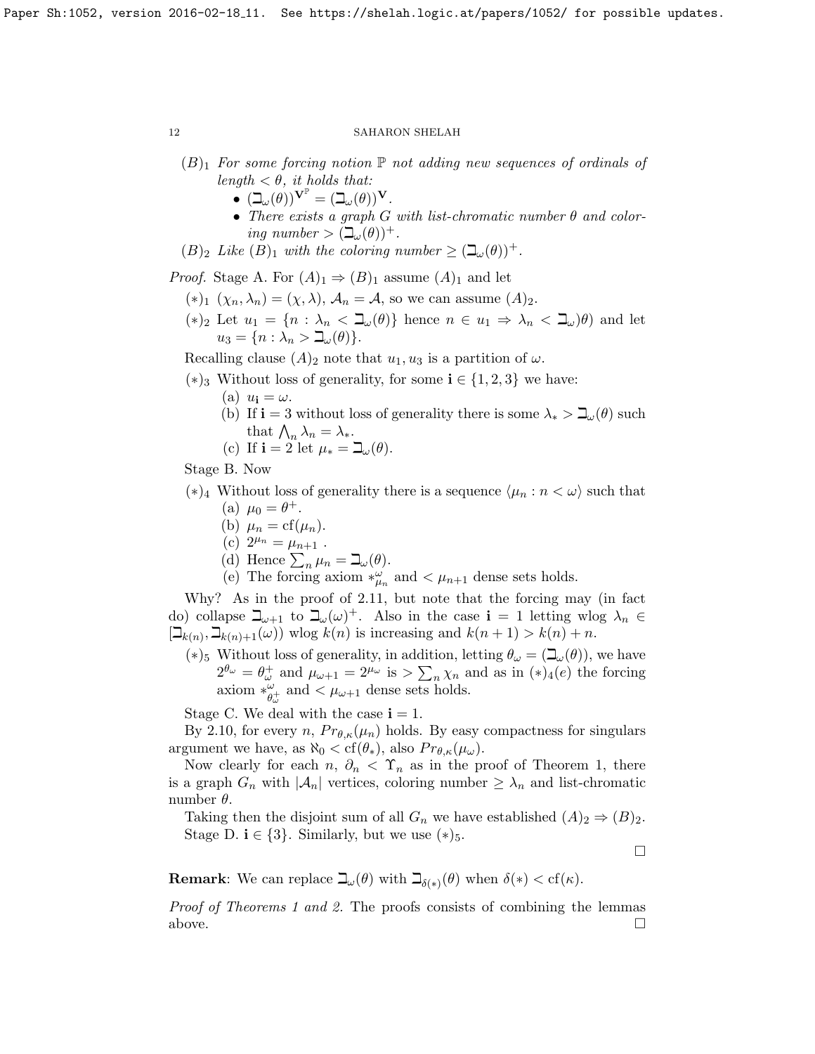$(B)_1$ *For some forcing notion $\mathbb{P}$ not adding new sequences of ordinals of length $< \theta$, it holds that:*

- $(\beth_\omega(\theta))^{\mathbf{V}^{\mathbb{P}}} = (\beth_\omega(\theta))^{\mathbf{V}}$.
- *There exists a graph $G$ with list-chromatic number $\theta$ and coloring number $> (\beth_\omega(\theta))^+$.*

$(B)_2$ *Like $(B)_1$ with the coloring number $\geq (\beth_\omega(\theta))^+$.*

*Proof.* Stage A. For $(A)_1 \Rightarrow (B)_1$ assume $(A)_1$ and let

$(*)_1$ $(\chi_n, \lambda_n) = (\chi, \lambda)$, $\mathcal{A}_n = \mathcal{A}$, so we can assume $(A)_2$.

$(*)_2$ Let $u_1 = \{n : \lambda_n < \beth_\omega(\theta)\}$ hence $n \in u_1 \Rightarrow \lambda_n < \beth_\omega)\theta)$ and let $u_3 = \{n : \lambda_n > \beth_\omega(\theta)\}$.

Recalling clause $(A)_2$ note that $u_1, u_3$ is a partition of $\omega$.

$(*)_3$ Without loss of generality, for some $\mathbf{i} \in \{1, 2, 3\}$ we have:

(a) $u_{\mathbf{i}} = \omega$.

(b) If $\mathbf{i} = 3$ without loss of generality there is some $\lambda_* > \beth_\omega(\theta)$ such that $\bigwedge_n \lambda_n = \lambda_*$.

(c) If $\mathbf{i} = 2$ let $\mu_* = \beth_\omega(\theta)$.

Stage B. Now

$(*)_4$ Without loss of generality there is a sequence $\langle \mu_n : n < \omega \rangle$ such that

(a) $\mu_0 = \theta^+$.

(b) $\mu_n = \mathrm{cf}(\mu_n)$.

(c) $2^{\mu_n} = \mu_{n+1}$ .

(d) Hence $\sum_n \mu_n = \beth_\omega(\theta)$.

(e) The forcing axiom $*^\omega_{\mu_n}$ and $< \mu_{n+1}$ dense sets holds.

Why? As in the proof of 2.11, but note that the forcing may (in fact do) collapse $\beth_{\omega+1}$ to $\beth_\omega(\omega)^+$. Also in the case $\mathbf{i} = 1$ letting wlog $\lambda_n \in [\beth_{k(n)}, \beth_{k(n)+1}(\omega))$ wlog $k(n)$ is increasing and $k(n+1) > k(n) + n$.

$(*)_5$ Without loss of generality, in addition, letting $\theta_\omega = (\beth_\omega(\theta))$, we have $2^{\theta_\omega} = \theta_\omega^+$ and $\mu_{\omega+1} = 2^{\mu_\omega}$ is $> \sum_n \chi_n$ and as in $(*)_4(e)$ the forcing axiom $*^\omega_{\theta^+_\omega}$ and $< \mu_{\omega+1}$ dense sets holds.

Stage C. We deal with the case $\mathbf{i} = 1$.

By 2.10, for every $n$, $Pr_{\theta,\kappa}(\mu_n)$ holds. By easy compactness for singulars argument we have, as $\aleph_0 < \mathrm{cf}(\theta_*)$, also $Pr_{\theta,\kappa}(\mu_\omega)$.

Now clearly for each $n$, $\partial_n < \Upsilon_n$ as in the proof of Theorem 1, there is a graph $G_n$ with $|\mathcal{A}_n|$ vertices, coloring number $\geq \lambda_n$ and list-chromatic number $\theta$.

Taking then the disjoint sum of all $G_n$ we have established $(A)_2 \Rightarrow (B)_2$.

Stage D. $\mathbf{i} \in \{3\}$. Similarly, but we use $(*)_5$.

□

**Remark**: We can replace $\beth_\omega(\theta)$ with $\beth_{\delta(*)}(\theta)$ when $\delta(*) < \mathrm{cf}(\kappa)$.

*Proof of Theorems 1 and 2.* The proofs consists of combining the lemmas above. □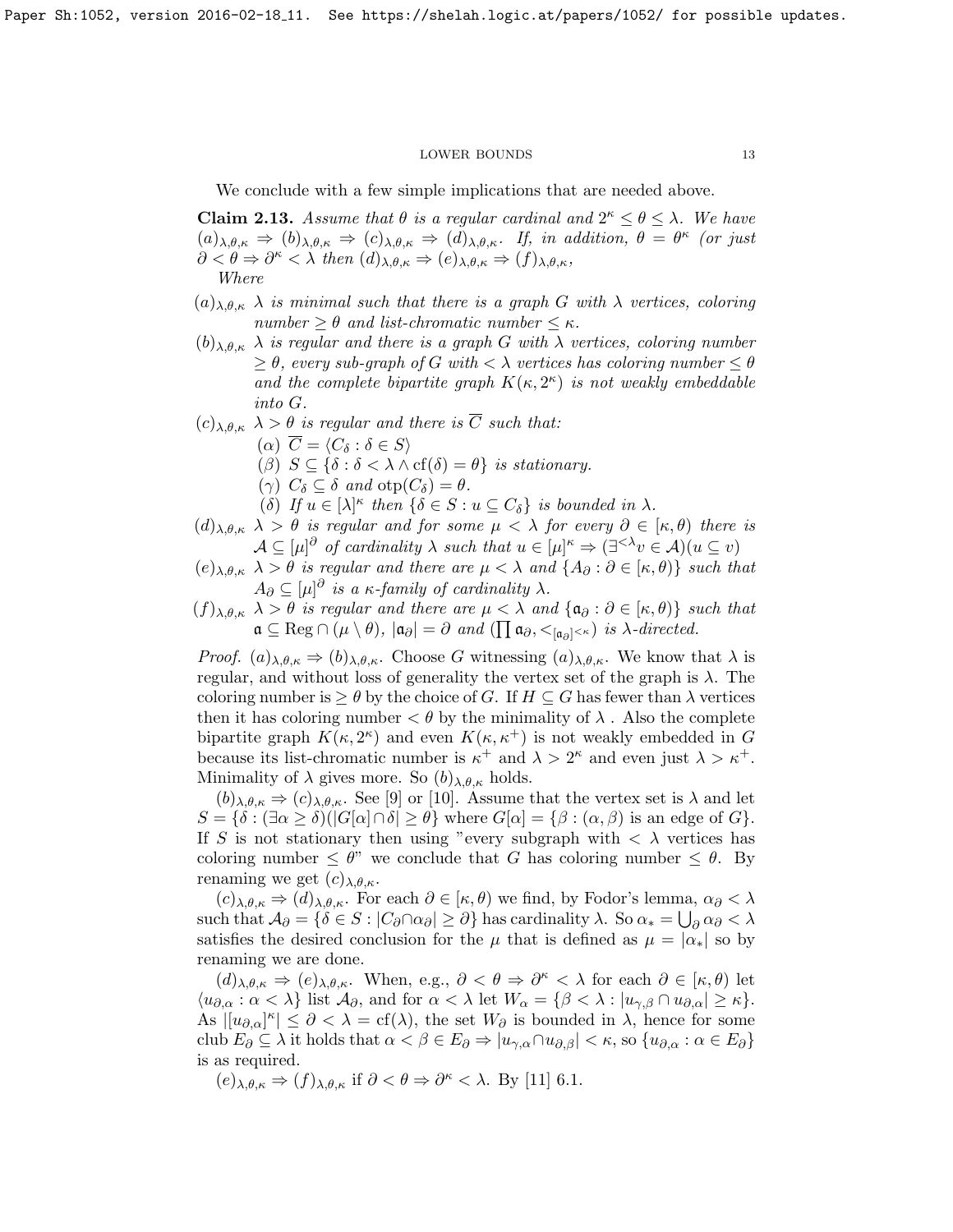We conclude with a few simple implications that are needed above.

**Claim 2.13.** *Assume that $\theta$ is a regular cardinal and $2^\kappa \le \theta \le \lambda$. We have $(a)_{\lambda,\theta,\kappa} \Rightarrow (b)_{\lambda,\theta,\kappa} \Rightarrow (c)_{\lambda,\theta,\kappa} \Rightarrow (d)_{\lambda,\theta,\kappa}$. If, in addition, $\theta = \theta^\kappa$ (or just $\partial < \theta \Rightarrow \partial^\kappa < \lambda$ then $(d)_{\lambda,\theta,\kappa} \Rightarrow (e)_{\lambda,\theta,\kappa} \Rightarrow (f)_{\lambda,\theta,\kappa}$,*

*Where*

- $(a)_{\lambda,\theta,\kappa}$ *$\lambda$ is minimal such that there is a graph $G$ with $\lambda$ vertices, coloring number $\ge \theta$ and list-chromatic number $\le \kappa$.*
- $(b)_{\lambda,\theta,\kappa}$ *$\lambda$ is regular and there is a graph $G$ with $\lambda$ vertices, coloring number $\ge \theta$, every sub-graph of $G$ with $< \lambda$ vertices has coloring number $\le \theta$ and the complete bipartite graph $K(\kappa, 2^\kappa)$ is not weakly embeddable into $G$.*
- $(c)_{\lambda,\theta,\kappa}$ *$\lambda > \theta$ is regular and there is $\overline{C}$ such that:*
  - $(\alpha)$ $\overline{C} = \langle C_\delta : \delta \in S\rangle$
  - $(\beta)$ $S \subseteq \{\delta : \delta < \lambda \wedge \mathrm{cf}(\delta) = \theta\}$ *is stationary.*
  - $(\gamma)$ $C_\delta \subseteq \delta$ *and* $\mathrm{otp}(C_\delta) = \theta$.
  - $(\delta)$ *If $u \in [\lambda]^\kappa$ then $\{\delta \in S : u \subseteq C_\delta\}$ is bounded in $\lambda$.*
- $(d)_{\lambda,\theta,\kappa}$ *$\lambda > \theta$ is regular and for some $\mu < \lambda$ for every $\partial \in [\kappa, \theta)$ there is $\mathcal{A} \subseteq [\mu]^\partial$ of cardinality $\lambda$ such that $u \in [\mu]^\kappa \Rightarrow (\exists^{<\lambda} v \in \mathcal{A})(u \subseteq v)$*
- $(e)_{\lambda,\theta,\kappa}$ *$\lambda > \theta$ is regular and there are $\mu < \lambda$ and $\{A_\partial : \partial \in [\kappa, \theta)\}$ such that $A_\partial \subseteq [\mu]^\partial$ is a $\kappa$-family of cardinality $\lambda$.*
- $(f)_{\lambda,\theta,\kappa}$ *$\lambda > \theta$ is regular and there are $\mu < \lambda$ and $\{\mathfrak{a}_\partial : \partial \in [\kappa, \theta)\}$ such that $\mathfrak{a} \subseteq \mathrm{Reg} \cap (\mu \setminus \theta)$, $|\mathfrak{a}_\partial| = \partial$ and $(\prod \mathfrak{a}_\partial, <_{[\mathfrak{a}_\partial]^{<\kappa}})$ is $\lambda$-directed.*

*Proof.* $(a)_{\lambda,\theta,\kappa} \Rightarrow (b)_{\lambda,\theta,\kappa}$. Choose $G$ witnessing $(a)_{\lambda,\theta,\kappa}$. We know that $\lambda$ is regular, and without loss of generality the vertex set of the graph is $\lambda$. The coloring number is $\ge \theta$ by the choice of $G$. If $H \subseteq G$ has fewer than $\lambda$ vertices then it has coloring number $< \theta$ by the minimality of $\lambda$ . Also the complete bipartite graph $K(\kappa, 2^\kappa)$ and even $K(\kappa, \kappa^+)$ is not weakly embedded in $G$ because its list-chromatic number is $\kappa^+$ and $\lambda > 2^\kappa$ and even just $\lambda > \kappa^+$. Minimality of $\lambda$ gives more. So $(b)_{\lambda,\theta,\kappa}$ holds.

$(b)_{\lambda,\theta,\kappa} \Rightarrow (c)_{\lambda,\theta,\kappa}$. See [9] or [10]. Assume that the vertex set is $\lambda$ and let $S = \{\delta : (\exists \alpha \ge \delta)(|G[\alpha] \cap \delta| \ge \theta\}$ where $G[\alpha] = \{\beta : (\alpha, \beta)$ is an edge of $G\}$. If $S$ is not stationary then using "every subgraph with $< \lambda$ vertices has coloring number $\le \theta$" we conclude that $G$ has coloring number $\le \theta$. By renaming we get $(c)_{\lambda,\theta,\kappa}$.

$(c)_{\lambda,\theta,\kappa} \Rightarrow (d)_{\lambda,\theta,\kappa}$. For each $\partial \in [\kappa, \theta)$ we find, by Fodor's lemma, $\alpha_\partial < \lambda$ such that $\mathcal{A}_\partial = \{\delta \in S : |C_\partial \cap \alpha_\partial| \ge \partial\}$ has cardinality $\lambda$. So $\alpha_* = \bigcup_\partial \alpha_\partial < \lambda$ satisfies the desired conclusion for the $\mu$ that is defined as $\mu = |\alpha_*|$ so by renaming we are done.

$(d)_{\lambda,\theta,\kappa} \Rightarrow (e)_{\lambda,\theta,\kappa}$. When, e.g., $\partial < \theta \Rightarrow \partial^\kappa < \lambda$ for each $\partial \in [\kappa, \theta)$ let $\langle u_{\partial,\alpha} : \alpha < \lambda\rangle$ list $\mathcal{A}_\partial$, and for $\alpha < \lambda$ let $W_\alpha = \{\beta < \lambda : |u_{\gamma,\beta} \cap u_{\partial,\alpha}| \ge \kappa\}$. As $|[u_{\partial,\alpha}]^\kappa| \le \partial < \lambda = \mathrm{cf}(\lambda)$, the set $W_\partial$ is bounded in $\lambda$, hence for some club $E_\partial \subseteq \lambda$ it holds that $\alpha < \beta \in E_\partial \Rightarrow |u_{\gamma,\alpha} \cap u_{\partial,\beta}| < \kappa$, so $\{u_{\partial,\alpha} : \alpha \in E_\partial\}$ is as required.

$(e)_{\lambda,\theta,\kappa} \Rightarrow (f)_{\lambda,\theta,\kappa}$ if $\partial < \theta \Rightarrow \partial^\kappa < \lambda$. By [11] 6.1.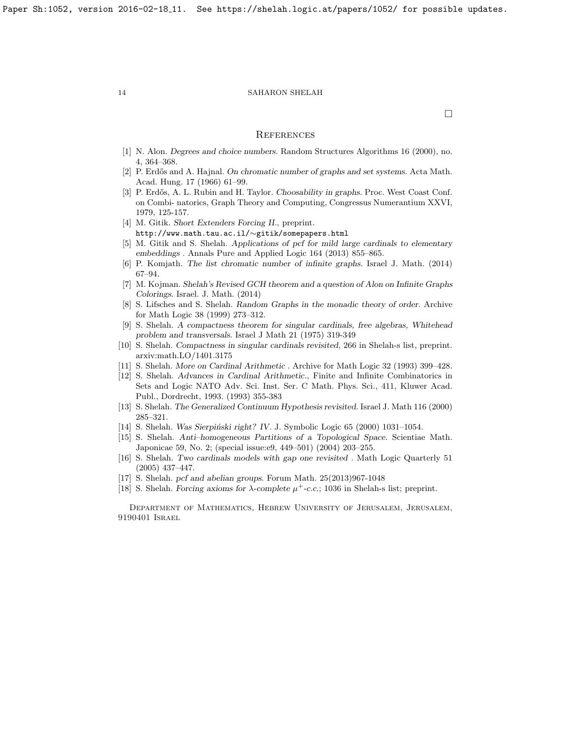□

## References

[1] N. Alon. *Degrees and choice numbers*. Random Structures Algorithms 16 (2000), no. 4, 364–368.

[2] P. Erdős and A. Hajnal. *On chromatic number of graphs and set systems*. Acta Math. Acad. Hung. 17 (1966) 61–99.

[3] P. Erdős, A. L. Rubin and H. Taylor. *Choosability in graphs*. Proc. West Coast Conf. on Combi- natorics, Graph Theory and Computing, Congressus Numerantium XXVI, 1979, 125-157.

[4] M. Gitik. *Short Extenders Forcing II.*, preprint. http://www.math.tau.ac.il/∼gitik/somepapers.html

[5] M. Gitik and S. Shelah. *Applications of pcf for mild large cardinals to elementary embeddings* . Annals Pure and Applied Logic 164 (2013) 855–865.

[6] P. Komjath. *The list chromatic number of infinite graphs*. Israel J. Math. (2014) 67–94.

[7] M. Kojman. *Shelah's Revised GCH theorem and a question of Alon on Infinite Graphs Colorings*. Israel. J. Math. (2014)

[8] S. Lifsches and S. Shelah. *Random Graphs in the monadic theory of order*. Archive for Math Logic 38 (1999) 273–312.

[9] S. Shelah. *A compactness theorem for singular cardinals, free algebras, Whitehead problem and transversals*. Israel J Math 21 (1975) 319-349

[10] S. Shelah. *Compactness in singular cardinals revisited*, 266 in Shelah-s list, preprint. arxiv:math.LO/1401.3175

[11] S. Shelah. *More on Cardinal Arithmetic* . Archive for Math Logic 32 (1993) 399–428.

[12] S. Shelah. *Advances in Cardinal Arithmetic.*, Finite and Infinite Combinatorics in Sets and Logic NATO Adv. Sci. Inst. Ser. C Math. Phys. Sci., 411, Kluwer Acad. Publ., Dordrecht, 1993. (1993) 355-383

[13] S. Shelah. *The Generalized Continuum Hypothesis revisited*. Israel J. Math 116 (2000) 285–321.

[14] S. Shelah. *Was Sierpiński right? IV*. J. Symbolic Logic 65 (2000) 1031–1054.

[15] S. Shelah. *Anti–homogeneous Partitions of a Topological Space*. Scientiae Math. Japonicae 59, No. 2; (special issue:e9, 449–501) (2004) 203–255.

[16] S. Shelah. *Two cardinals models with gap one revisited* . Math Logic Quarterly 51 (2005) 437–447.

[17] S. Shelah. *pcf and abelian groups*. Forum Math. 25(2013)967-1048

[18] S. Shelah. *Forcing axioms for $\lambda$-complete $\mu^+$-c.c.*; 1036 in Shelah-s list; preprint.

Department of Mathematics, Hebrew University of Jerusalem, Jerusalem, 9190401 Israel